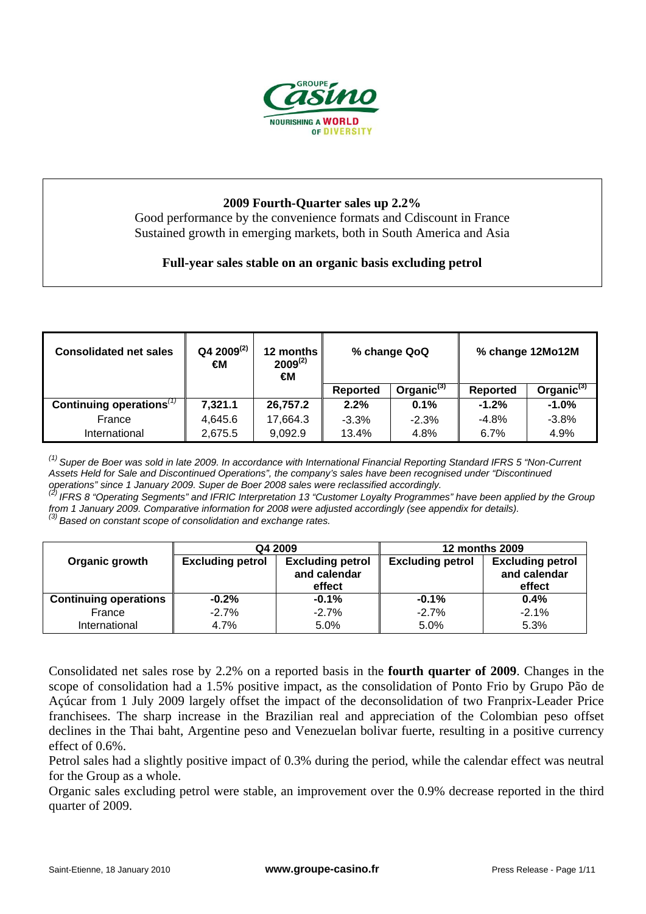**2009 Fourth-Quarter sales up 2.2%**

Good performance by the convenience formats and Cdiscount in France

Sustained growth in emerging markets, both in South America and Asia

**Full-year sales stable on an organic basis excluding petrol**

| Consolidated net sales | Q4 2009[2] €M | 12 months 2009[2] €M | % change QoQ | | % change 12Mo12M | |
|---|---|---|---|---|---|---|
| | | | Reported | Organic[3] | Reported | Organic[3] |
| **Continuing operations[1]** | **7,321.1** | **26,757.2** | **2.2%** | **0.1%** | **-1.2%** | **-1.0%** |
| France | 4,645.6 | 17,664.3 | -3.3% | -2.3% | -4.8% | -3.8% |
| International | 2,675.5 | 9,092.9 | 13.4% | 4.8% | 6.7% | 4.9% |

*[1] Super de Boer was sold in late 2009. In accordance with International Financial Reporting Standard IFRS 5 "Non-Current Assets Held for Sale and Discontinued Operations", the company's sales have been recognised under "Discontinued operations" since 1 January 2009. Super de Boer 2008 sales were reclassified accordingly.*

*[2] IFRS 8 "Operating Segments" and IFRIC Interpretation 13 "Customer Loyalty Programmes" have been applied by the Group from 1 January 2009. Comparative information for 2008 were adjusted accordingly (see appendix for details).*

*[3] Based on constant scope of consolidation and exchange rates.*

| Organic growth | Q4 2009 | | 12 months 2009 | |
|---|---|---|---|---|
| | Excluding petrol | Excluding petrol and calendar effect | Excluding petrol | Excluding petrol and calendar effect |
| **Continuing operations** | **-0.2%** | **-0.1%** | **-0.1%** | **0.4%** |
| France | -2.7% | -2.7% | -2.7% | -2.1% |
| International | 4.7% | 5.0% | 5.0% | 5.3% |

Consolidated net sales rose by 2.2% on a reported basis in the **fourth quarter of 2009**. Changes in the scope of consolidation had a 1.5% positive impact, as the consolidation of Ponto Frio by Grupo Pão de Açúcar from 1 July 2009 largely offset the impact of the deconsolidation of two Franprix-Leader Price franchisees. The sharp increase in the Brazilian real and appreciation of the Colombian peso offset declines in the Thai baht, Argentine peso and Venezuelan bolivar fuerte, resulting in a positive currency effect of 0.6%.

Petrol sales had a slightly positive impact of 0.3% during the period, while the calendar effect was neutral for the Group as a whole.

Organic sales excluding petrol were stable, an improvement over the 0.9% decrease reported in the third quarter of 2009.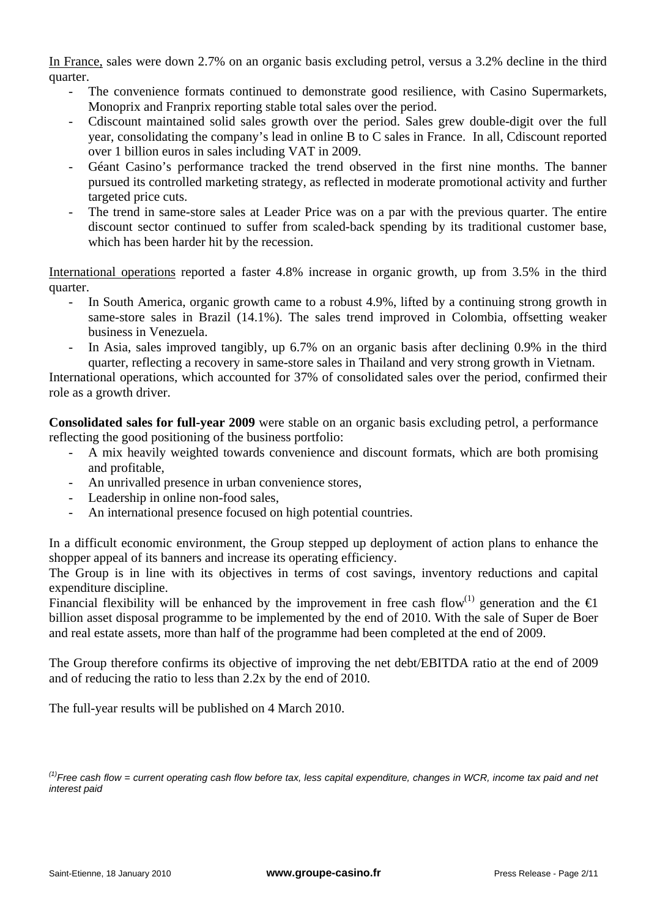In France, sales were down 2.7% on an organic basis excluding petrol, versus a 3.2% decline in the third quarter.

- The convenience formats continued to demonstrate good resilience, with Casino Supermarkets, Monoprix and Franprix reporting stable total sales over the period.
- Cdiscount maintained solid sales growth over the period. Sales grew double-digit over the full year, consolidating the company's lead in online B to C sales in France. In all, Cdiscount reported over 1 billion euros in sales including VAT in 2009.
- Géant Casino's performance tracked the trend observed in the first nine months. The banner pursued its controlled marketing strategy, as reflected in moderate promotional activity and further targeted price cuts.
- The trend in same-store sales at Leader Price was on a par with the previous quarter. The entire discount sector continued to suffer from scaled-back spending by its traditional customer base, which has been harder hit by the recession.

International operations reported a faster 4.8% increase in organic growth, up from 3.5% in the third quarter.

- In South America, organic growth came to a robust 4.9%, lifted by a continuing strong growth in same-store sales in Brazil (14.1%). The sales trend improved in Colombia, offsetting weaker business in Venezuela.
- In Asia, sales improved tangibly, up 6.7% on an organic basis after declining 0.9% in the third quarter, reflecting a recovery in same-store sales in Thailand and very strong growth in Vietnam.

International operations, which accounted for 37% of consolidated sales over the period, confirmed their role as a growth driver.

**Consolidated sales for full-year 2009** were stable on an organic basis excluding petrol, a performance reflecting the good positioning of the business portfolio:

- A mix heavily weighted towards convenience and discount formats, which are both promising and profitable,
- An unrivalled presence in urban convenience stores,
- Leadership in online non-food sales,
- An international presence focused on high potential countries.

In a difficult economic environment, the Group stepped up deployment of action plans to enhance the shopper appeal of its banners and increase its operating efficiency.
The Group is in line with its objectives in terms of cost savings, inventory reductions and capital expenditure discipline.
Financial flexibility will be enhanced by the improvement in free cash flow[1] generation and the €1 billion asset disposal programme to be implemented by the end of 2010. With the sale of Super de Boer and real estate assets, more than half of the programme had been completed at the end of 2009.

The Group therefore confirms its objective of improving the net debt/EBITDA ratio at the end of 2009 and of reducing the ratio to less than 2.2x by the end of 2010.

The full-year results will be published on 4 March 2010.

*[1] Free cash flow = current operating cash flow before tax, less capital expenditure, changes in WCR, income tax paid and net interest paid*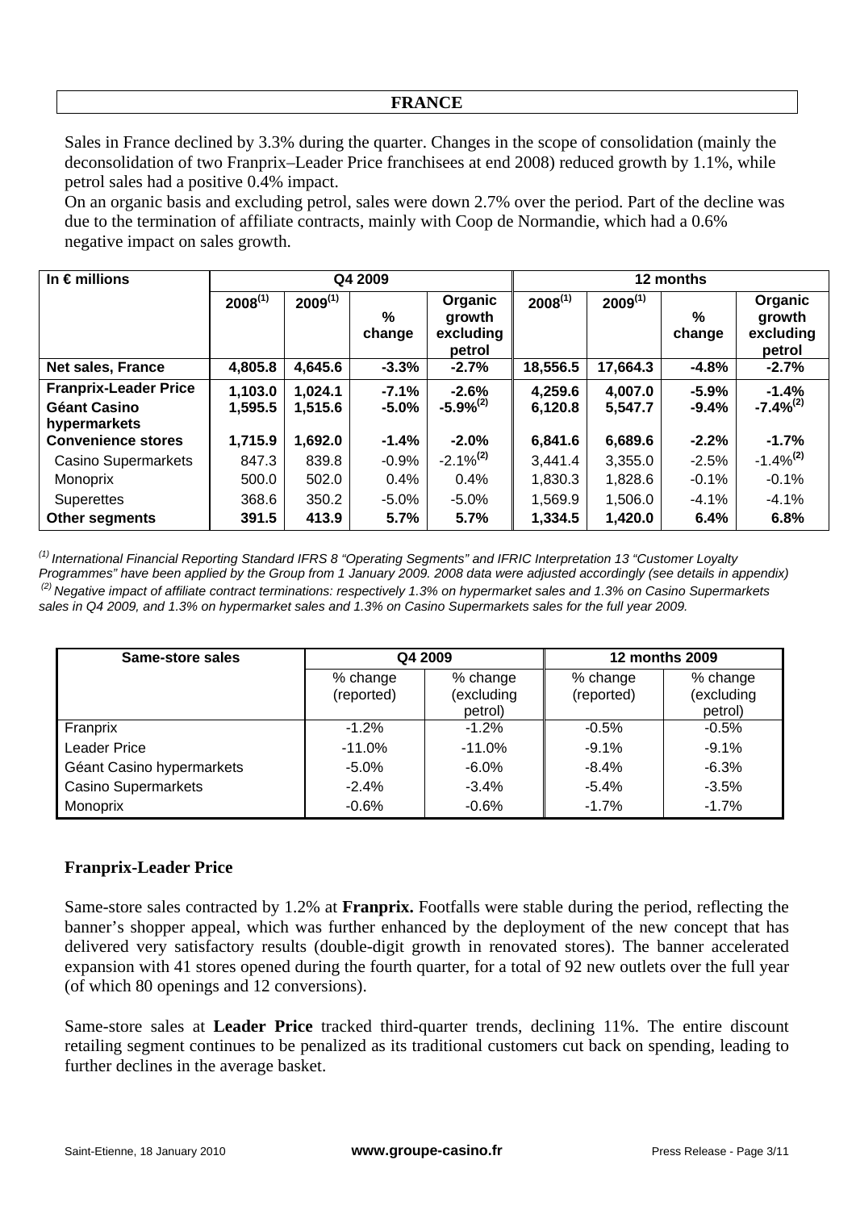## FRANCE

Sales in France declined by 3.3% during the quarter. Changes in the scope of consolidation (mainly the deconsolidation of two Franprix–Leader Price franchisees at end 2008) reduced growth by 1.1%, while petrol sales had a positive 0.4% impact.

On an organic basis and excluding petrol, sales were down 2.7% over the period. Part of the decline was due to the termination of affiliate contracts, mainly with Coop de Normandie, which had a 0.6% negative impact on sales growth.

| In € millions | Q4 2009 | | | | 12 months | | | |
|---|---|---|---|---|---|---|---|---|
| | 2008[1] | 2009[1] | % change | Organic growth excluding petrol | 2008[1] | 2009[1] | % change | Organic growth excluding petrol |
| **Net sales, France** | **4,805.8** | **4,645.6** | **-3.3%** | **-2.7%** | **18,556.5** | **17,664.3** | **-4.8%** | **-2.7%** |
| **Franprix-Leader Price** | **1,103.0** | **1,024.1** | **-7.1%** | **-2.6%** | **4,259.6** | **4,007.0** | **-5.9%** | **-1.4%** |
| **Géant Casino hypermarkets** | **1,595.5** | **1,515.6** | **-5.0%** | **-5.9%[2]** | **6,120.8** | **5,547.7** | **-9.4%** | **-7.4%[2]** |
| **Convenience stores** | **1,715.9** | **1,692.0** | **-1.4%** | **-2.0%** | **6,841.6** | **6,689.6** | **-2.2%** | **-1.7%** |
| Casino Supermarkets | 847.3 | 839.8 | -0.9% | -2.1%[2] | 3,441.4 | 3,355.0 | -2.5% | -1.4%[2] |
| Monoprix | 500.0 | 502.0 | 0.4% | 0.4% | 1,830.3 | 1,828.6 | -0.1% | -0.1% |
| Superettes | 368.6 | 350.2 | -5.0% | -5.0% | 1,569.9 | 1,506.0 | -4.1% | -4.1% |
| **Other segments** | **391.5** | **413.9** | **5.7%** | **5.7%** | **1,334.5** | **1,420.0** | **6.4%** | **6.8%** |

*[1] International Financial Reporting Standard IFRS 8 "Operating Segments" and IFRIC Interpretation 13 "Customer Loyalty Programmes" have been applied by the Group from 1 January 2009. 2008 data were adjusted accordingly (see details in appendix)*
*[2] Negative impact of affiliate contract terminations: respectively 1.3% on hypermarket sales and 1.3% on Casino Supermarkets sales in Q4 2009, and 1.3% on hypermarket sales and 1.3% on Casino Supermarkets sales for the full year 2009.*

| Same-store sales | Q4 2009 | | 12 months 2009 | |
|---|---|---|---|---|
| | % change (reported) | % change (excluding petrol) | % change (reported) | % change (excluding petrol) |
| Franprix | -1.2% | -1.2% | -0.5% | -0.5% |
| Leader Price | -11.0% | -11.0% | -9.1% | -9.1% |
| Géant Casino hypermarkets | -5.0% | -6.0% | -8.4% | -6.3% |
| Casino Supermarkets | -2.4% | -3.4% | -5.4% | -3.5% |
| Monoprix | -0.6% | -0.6% | -1.7% | -1.7% |

### Franprix-Leader Price

Same-store sales contracted by 1.2% at **Franprix.** Footfalls were stable during the period, reflecting the banner's shopper appeal, which was further enhanced by the deployment of the new concept that has delivered very satisfactory results (double-digit growth in renovated stores). The banner accelerated expansion with 41 stores opened during the fourth quarter, for a total of 92 new outlets over the full year (of which 80 openings and 12 conversions).

Same-store sales at **Leader Price** tracked third-quarter trends, declining 11%. The entire discount retailing segment continues to be penalized as its traditional customers cut back on spending, leading to further declines in the average basket.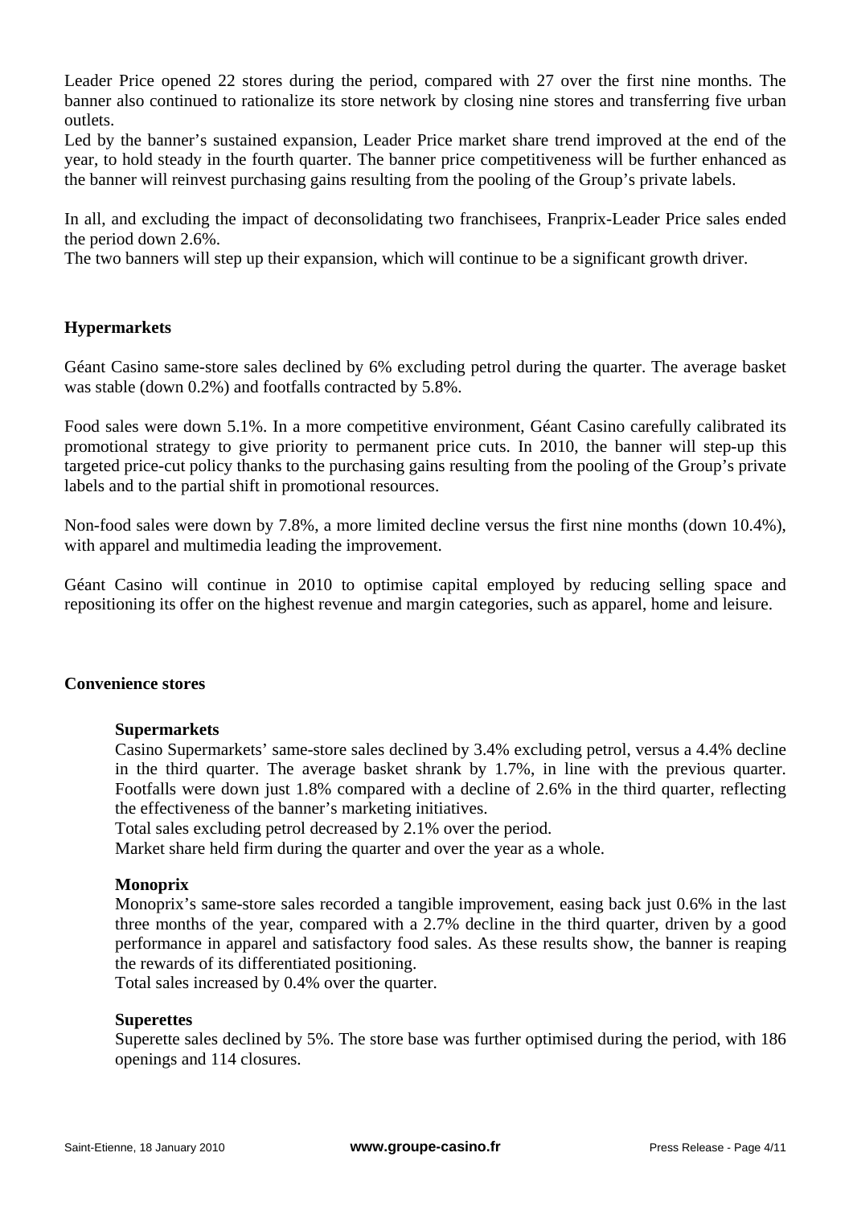Leader Price opened 22 stores during the period, compared with 27 over the first nine months. The banner also continued to rationalize its store network by closing nine stores and transferring five urban outlets.

Led by the banner's sustained expansion, Leader Price market share trend improved at the end of the year, to hold steady in the fourth quarter. The banner price competitiveness will be further enhanced as the banner will reinvest purchasing gains resulting from the pooling of the Group's private labels.

In all, and excluding the impact of deconsolidating two franchisees, Franprix-Leader Price sales ended the period down 2.6%.

The two banners will step up their expansion, which will continue to be a significant growth driver.

## Hypermarkets

Géant Casino same-store sales declined by 6% excluding petrol during the quarter. The average basket was stable (down 0.2%) and footfalls contracted by 5.8%.

Food sales were down 5.1%. In a more competitive environment, Géant Casino carefully calibrated its promotional strategy to give priority to permanent price cuts. In 2010, the banner will step-up this targeted price-cut policy thanks to the purchasing gains resulting from the pooling of the Group's private labels and to the partial shift in promotional resources.

Non-food sales were down by 7.8%, a more limited decline versus the first nine months (down 10.4%), with apparel and multimedia leading the improvement.

Géant Casino will continue in 2010 to optimise capital employed by reducing selling space and repositioning its offer on the highest revenue and margin categories, such as apparel, home and leisure.

## Convenience stores

### Supermarkets

Casino Supermarkets' same-store sales declined by 3.4% excluding petrol, versus a 4.4% decline in the third quarter. The average basket shrank by 1.7%, in line with the previous quarter. Footfalls were down just 1.8% compared with a decline of 2.6% in the third quarter, reflecting the effectiveness of the banner's marketing initiatives.

Total sales excluding petrol decreased by 2.1% over the period.

Market share held firm during the quarter and over the year as a whole.

### Monoprix

Monoprix's same-store sales recorded a tangible improvement, easing back just 0.6% in the last three months of the year, compared with a 2.7% decline in the third quarter, driven by a good performance in apparel and satisfactory food sales. As these results show, the banner is reaping the rewards of its differentiated positioning.

Total sales increased by 0.4% over the quarter.

### Superettes

Superette sales declined by 5%. The store base was further optimised during the period, with 186 openings and 114 closures.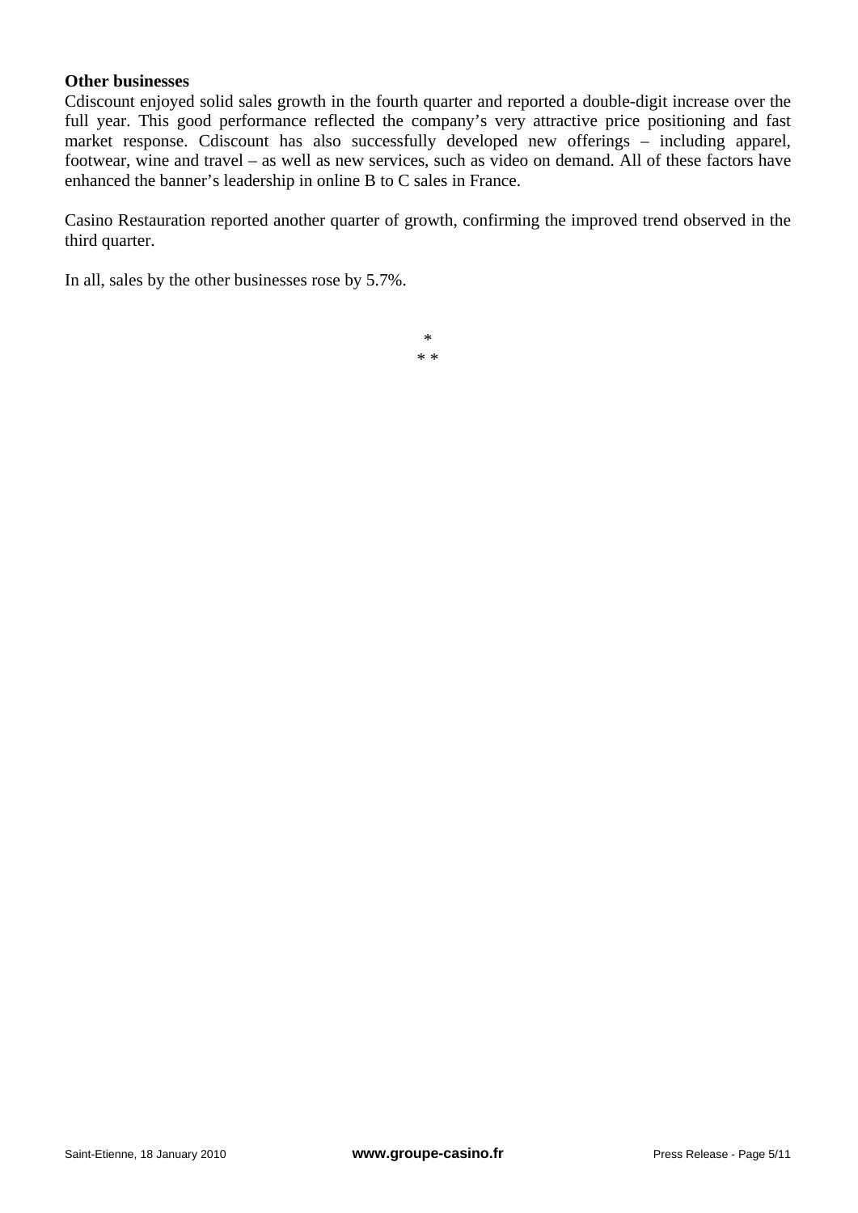**Other businesses**

Cdiscount enjoyed solid sales growth in the fourth quarter and reported a double-digit increase over the full year. This good performance reflected the company's very attractive price positioning and fast market response. Cdiscount has also successfully developed new offerings – including apparel, footwear, wine and travel – as well as new services, such as video on demand. All of these factors have enhanced the banner's leadership in online B to C sales in France.

Casino Restauration reported another quarter of growth, confirming the improved trend observed in the third quarter.

In all, sales by the other businesses rose by 5.7%.

*
* *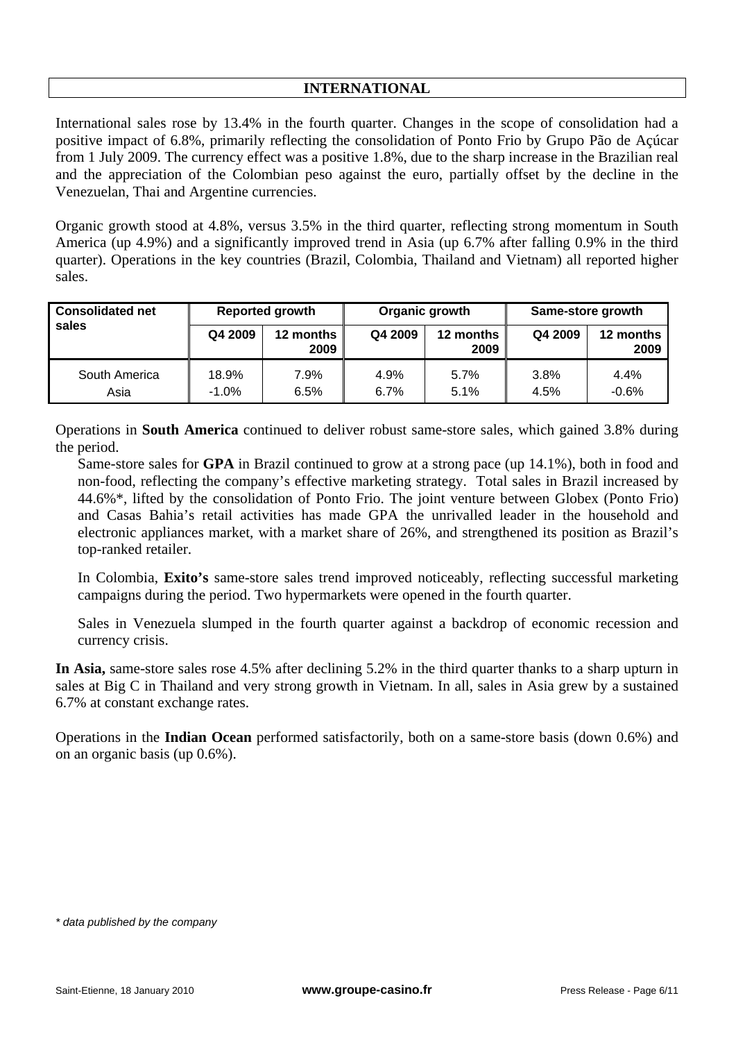## INTERNATIONAL

International sales rose by 13.4% in the fourth quarter. Changes in the scope of consolidation had a positive impact of 6.8%, primarily reflecting the consolidation of Ponto Frio by Grupo Pão de Açúcar from 1 July 2009. The currency effect was a positive 1.8%, due to the sharp increase in the Brazilian real and the appreciation of the Colombian peso against the euro, partially offset by the decline in the Venezuelan, Thai and Argentine currencies.

Organic growth stood at 4.8%, versus 3.5% in the third quarter, reflecting strong momentum in South America (up 4.9%) and a significantly improved trend in Asia (up 6.7% after falling 0.9% in the third quarter). Operations in the key countries (Brazil, Colombia, Thailand and Vietnam) all reported higher sales.

| Consolidated net sales | Reported growth | | Organic growth | | Same-store growth | |
|---|---|---|---|---|---|---|
| | Q4 2009 | 12 months 2009 | Q4 2009 | 12 months 2009 | Q4 2009 | 12 months 2009 |
| South America | 18.9% | 7.9% | 4.9% | 5.7% | 3.8% | 4.4% |
| Asia | -1.0% | 6.5% | 6.7% | 5.1% | 4.5% | -0.6% |

Operations in **South America** continued to deliver robust same-store sales, which gained 3.8% during the period.

Same-store sales for **GPA** in Brazil continued to grow at a strong pace (up 14.1%), both in food and non-food, reflecting the company's effective marketing strategy. Total sales in Brazil increased by 44.6%*, lifted by the consolidation of Ponto Frio. The joint venture between Globex (Ponto Frio) and Casas Bahia's retail activities has made GPA the unrivalled leader in the household and electronic appliances market, with a market share of 26%, and strengthened its position as Brazil's top-ranked retailer.

In Colombia, **Exito's** same-store sales trend improved noticeably, reflecting successful marketing campaigns during the period. Two hypermarkets were opened in the fourth quarter.

Sales in Venezuela slumped in the fourth quarter against a backdrop of economic recession and currency crisis.

**In Asia,** same-store sales rose 4.5% after declining 5.2% in the third quarter thanks to a sharp upturn in sales at Big C in Thailand and very strong growth in Vietnam. In all, sales in Asia grew by a sustained 6.7% at constant exchange rates.

Operations in the **Indian Ocean** performed satisfactorily, both on a same-store basis (down 0.6%) and on an organic basis (up 0.6%).

*\* data published by the company*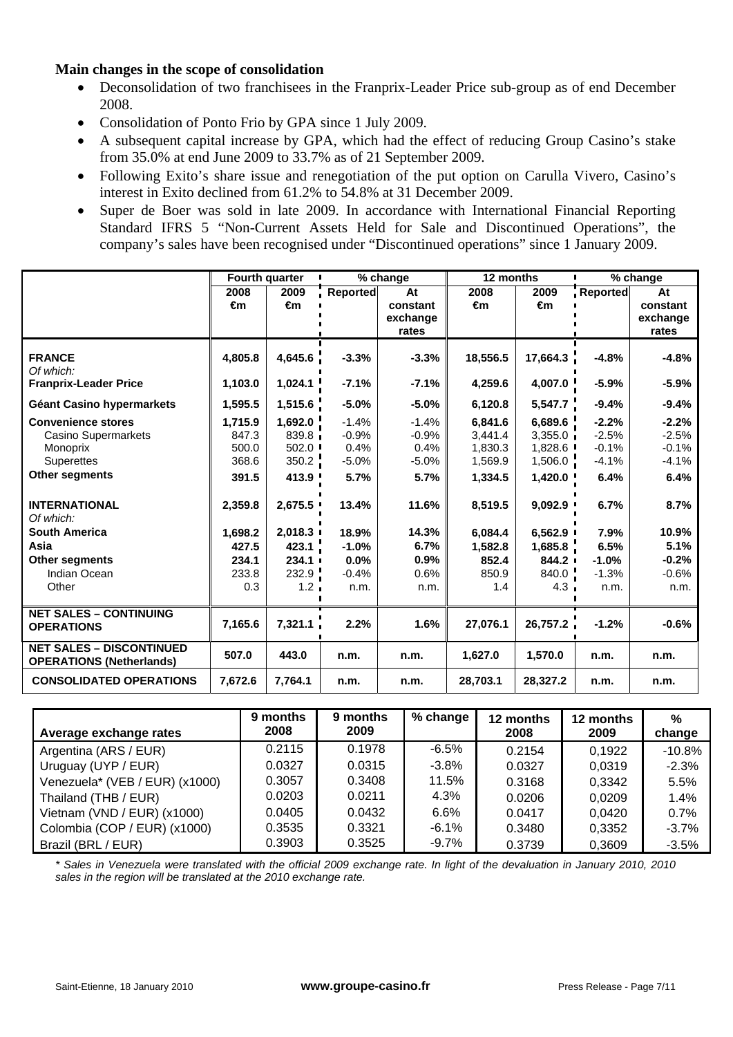**Main changes in the scope of consolidation**

- Deconsolidation of two franchisees in the Franprix-Leader Price sub-group as of end December 2008.
- Consolidation of Ponto Frio by GPA since 1 July 2009.
- A subsequent capital increase by GPA, which had the effect of reducing Group Casino's stake from 35.0% at end June 2009 to 33.7% as of 21 September 2009.
- Following Exito's share issue and renegotiation of the put option on Carulla Vivero, Casino's interest in Exito declined from 61.2% to 54.8% at 31 December 2009.
- Super de Boer was sold in late 2009. In accordance with International Financial Reporting Standard IFRS 5 "Non-Current Assets Held for Sale and Discontinued Operations", the company's sales have been recognised under "Discontinued operations" since 1 January 2009.

| | Fourth quarter | | % change | | 12 months | | % change | |
|---|---|---|---|---|---|---|---|---|
| | 2008 €m | 2009 €m | Reported | At constant exchange rates | 2008 €m | 2009 €m | Reported | At constant exchange rates |
| **FRANCE** | **4,805.8** | **4,645.6** | **-3.3%** | **-3.3%** | **18,556.5** | **17,664.3** | **-4.8%** | **-4.8%** |
| *Of which:* | | | | | | | | |
| **Franprix-Leader Price** | **1,103.0** | **1,024.1** | **-7.1%** | **-7.1%** | **4,259.6** | **4,007.0** | **-5.9%** | **-5.9%** |
| **Géant Casino hypermarkets** | **1,595.5** | **1,515.6** | **-5.0%** | **-5.0%** | **6,120.8** | **5,547.7** | **-9.4%** | **-9.4%** |
| **Convenience stores** | **1,715.9** | **1,692.0** | -1.4% | -1.4% | **6,841.6** | **6,689.6** | **-2.2%** | **-2.2%** |
| Casino Supermarkets | 847.3 | 839.8 | -0.9% | -0.9% | 3,441.4 | 3,355.0 | -2.5% | -2.5% |
| Monoprix | 500.0 | 502.0 | 0.4% | 0.4% | 1,830.3 | 1,828.6 | -0.1% | -0.1% |
| Superettes | 368.6 | 350.2 | -5.0% | -5.0% | 1,569.9 | 1,506.0 | -4.1% | -4.1% |
| **Other segments** | **391.5** | **413.9** | **5.7%** | **5.7%** | **1,334.5** | **1,420.0** | **6.4%** | **6.4%** |
| **INTERNATIONAL** | **2,359.8** | **2,675.5** | **13.4%** | **11.6%** | **8,519.5** | **9,092.9** | **6.7%** | **8.7%** |
| *Of which:* | | | | | | | | |
| **South America** | **1,698.2** | **2,018.3** | **18.9%** | **14.3%** | **6,084.4** | **6,562.9** | **7.9%** | **10.9%** |
| **Asia** | **427.5** | **423.1** | **-1.0%** | **6.7%** | **1,582.8** | **1,685.8** | **6.5%** | **5.1%** |
| **Other segments** | **234.1** | **234.1** | **0.0%** | **0.9%** | **852.4** | **844.2** | **-1.0%** | **-0.2%** |
| Indian Ocean | 233.8 | 232.9 | -0.4% | 0.6% | 850.9 | 840.0 | -1.3% | -0.6% |
| Other | 0.3 | 1.2 | n.m. | n.m. | 1.4 | 4.3 | n.m. | n.m. |
| **NET SALES – CONTINUING OPERATIONS** | **7,165.6** | **7,321.1** | **2.2%** | **1.6%** | **27,076.1** | **26,757.2** | **-1.2%** | **-0.6%** |
| **NET SALES – DISCONTINUED OPERATIONS (Netherlands)** | **507.0** | **443.0** | **n.m.** | **n.m.** | **1,627.0** | **1,570.0** | **n.m.** | **n.m.** |
| **CONSOLIDATED OPERATIONS** | **7,672.6** | **7,764.1** | **n.m.** | **n.m.** | **28,703.1** | **28,327.2** | **n.m.** | **n.m.** |

| Average exchange rates | 9 months 2008 | 9 months 2009 | % change | 12 months 2008 | 12 months 2009 | % change |
|---|---|---|---|---|---|---|
| Argentina (ARS / EUR) | 0.2115 | 0.1978 | -6.5% | 0.2154 | 0,1922 | -10.8% |
| Uruguay (UYP / EUR) | 0.0327 | 0.0315 | -3.8% | 0.0327 | 0,0319 | -2.3% |
| Venezuela* (VEB / EUR) (x1000) | 0.3057 | 0.3408 | 11.5% | 0.3168 | 0,3342 | 5.5% |
| Thailand (THB / EUR) | 0.0203 | 0.0211 | 4.3% | 0.0206 | 0,0209 | 1.4% |
| Vietnam (VND / EUR) (x1000) | 0.0405 | 0.0432 | 6.6% | 0.0417 | 0,0420 | 0.7% |
| Colombia (COP / EUR) (x1000) | 0.3535 | 0.3321 | -6.1% | 0.3480 | 0,3352 | -3.7% |
| Brazil (BRL / EUR) | 0.3903 | 0.3525 | -9.7% | 0.3739 | 0,3609 | -3.5% |

*\* Sales in Venezuela were translated with the official 2009 exchange rate. In light of the devaluation in January 2010, 2010 sales in the region will be translated at the 2010 exchange rate.*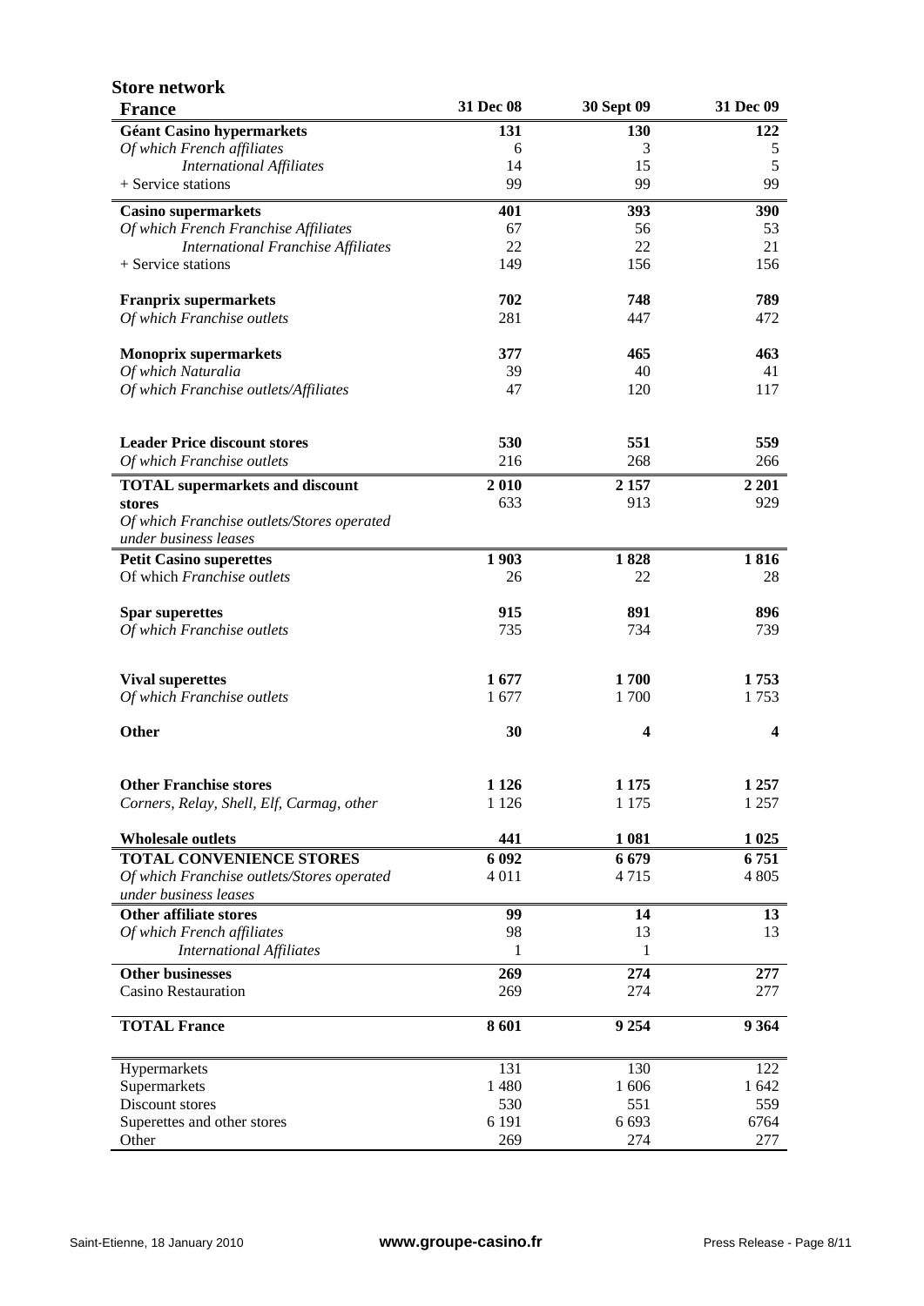## Store network

| France | 31 Dec 08 | 30 Sept 09 | 31 Dec 09 |
|---|---|---|---|
| **Géant Casino hypermarkets** | **131** | **130** | **122** |
| *Of which French affiliates* | 6 | 3 | 5 |
| *International Affiliates* | 14 | 15 | 5 |
| + Service stations | 99 | 99 | 99 |
| **Casino supermarkets** | **401** | **393** | **390** |
| *Of which French Franchise Affiliates* | 67 | 56 | 53 |
| *International Franchise Affiliates* | 22 | 22 | 21 |
| + Service stations | 149 | 156 | 156 |
| **Franprix supermarkets** | **702** | **748** | **789** |
| *Of which Franchise outlets* | 281 | 447 | 472 |
| **Monoprix supermarkets** | **377** | **465** | **463** |
| *Of which Naturalia* | 39 | 40 | 41 |
| *Of which Franchise outlets/Affiliates* | 47 | 120 | 117 |
| **Leader Price discount stores** | **530** | **551** | **559** |
| *Of which Franchise outlets* | 216 | 268 | 266 |
| **TOTAL supermarkets and discount stores** | **2 010** | **2 157** | **2 201** |
| *Of which Franchise outlets/Stores operated under business leases* | 633 | 913 | 929 |
| **Petit Casino superettes** | **1 903** | **1 828** | **1 816** |
| Of which *Franchise outlets* | 26 | 22 | 28 |
| **Spar superettes** | **915** | **891** | **896** |
| *Of which Franchise outlets* | 735 | 734 | 739 |
| **Vival superettes** | **1 677** | **1 700** | **1 753** |
| *Of which Franchise outlets* | 1 677 | 1 700 | 1 753 |
| **Other** | **30** | **4** | **4** |
| **Other Franchise stores** | **1 126** | **1 175** | **1 257** |
| *Corners, Relay, Shell, Elf, Carmag, other* | 1 126 | 1 175 | 1 257 |
| **Wholesale outlets** | **441** | **1 081** | **1 025** |
| **TOTAL CONVENIENCE STORES** | **6 092** | **6 679** | **6 751** |
| *Of which Franchise outlets/Stores operated under business leases* | 4 011 | 4 715 | 4 805 |
| **Other affiliate stores** | **99** | **14** | **13** |
| *Of which French affiliates* | 98 | 13 | 13 |
| *International Affiliates* | 1 | 1 | |
| **Other businesses** | **269** | **274** | **277** |
| Casino Restauration | 269 | 274 | 277 |
| **TOTAL France** | **8 601** | **9 254** | **9 364** |
| Hypermarkets | 131 | 130 | 122 |
| Supermarkets | 1 480 | 1 606 | 1 642 |
| Discount stores | 530 | 551 | 559 |
| Superettes and other stores | 6 191 | 6 693 | 6764 |
| Other | 269 | 274 | 277 |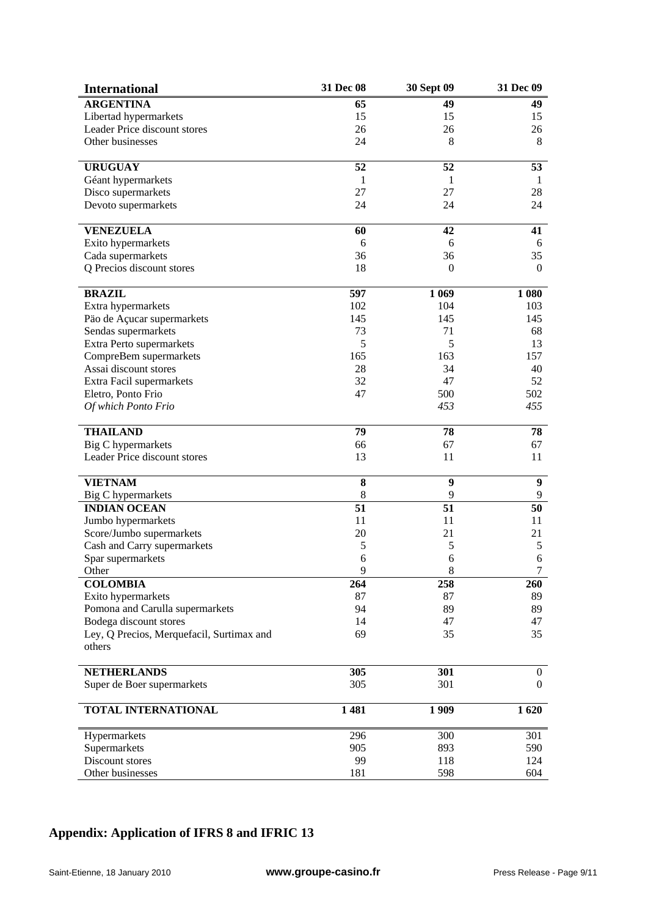| International | 31 Dec 08 | 30 Sept 09 | 31 Dec 09 |
|---|---|---|---|
| **ARGENTINA** | **65** | **49** | **49** |
| Libertad hypermarkets | 15 | 15 | 15 |
| Leader Price discount stores | 26 | 26 | 26 |
| Other businesses | 24 | 8 | 8 |
| **URUGUAY** | **52** | **52** | **53** |
| Géant hypermarkets | 1 | 1 | 1 |
| Disco supermarkets | 27 | 27 | 28 |
| Devoto supermarkets | 24 | 24 | 24 |
| **VENEZUELA** | **60** | **42** | **41** |
| Exito hypermarkets | 6 | 6 | 6 |
| Cada supermarkets | 36 | 36 | 35 |
| Q Precios discount stores | 18 | 0 | 0 |
| **BRAZIL** | **597** | **1 069** | **1 080** |
| Extra hypermarkets | 102 | 104 | 103 |
| Päo de Açucar supermarkets | 145 | 145 | 145 |
| Sendas supermarkets | 73 | 71 | 68 |
| Extra Perto supermarkets | 5 | 5 | 13 |
| CompreBem supermarkets | 165 | 163 | 157 |
| Assai discount stores | 28 | 34 | 40 |
| Extra Facil supermarkets | 32 | 47 | 52 |
| Eletro, Ponto Frio | 47 | 500 | 502 |
| *Of which Ponto Frio* | | *453* | *455* |
| **THAILAND** | **79** | **78** | **78** |
| Big C hypermarkets | 66 | 67 | 67 |
| Leader Price discount stores | 13 | 11 | 11 |
| **VIETNAM** | **8** | **9** | **9** |
| Big C hypermarkets | 8 | 9 | 9 |
| **INDIAN OCEAN** | **51** | **51** | **50** |
| Jumbo hypermarkets | 11 | 11 | 11 |
| Score/Jumbo supermarkets | 20 | 21 | 21 |
| Cash and Carry supermarkets | 5 | 5 | 5 |
| Spar supermarkets | 6 | 6 | 6 |
| Other | 9 | 8 | 7 |
| **COLOMBIA** | **264** | **258** | **260** |
| Exito hypermarkets | 87 | 87 | 89 |
| Pomona and Carulla supermarkets | 94 | 89 | 89 |
| Bodega discount stores | 14 | 47 | 47 |
| Ley, Q Precios, Merquefacil, Surtimax and others | 69 | 35 | 35 |
| **NETHERLANDS** | **305** | **301** | **0** |
| Super de Boer supermarkets | 305 | 301 | 0 |
| **TOTAL INTERNATIONAL** | **1 481** | **1 909** | **1 620** |
| Hypermarkets | 296 | 300 | 301 |
| Supermarkets | 905 | 893 | 590 |
| Discount stores | 99 | 118 | 124 |
| Other businesses | 181 | 598 | 604 |

## Appendix: Application of IFRS 8 and IFRIC 13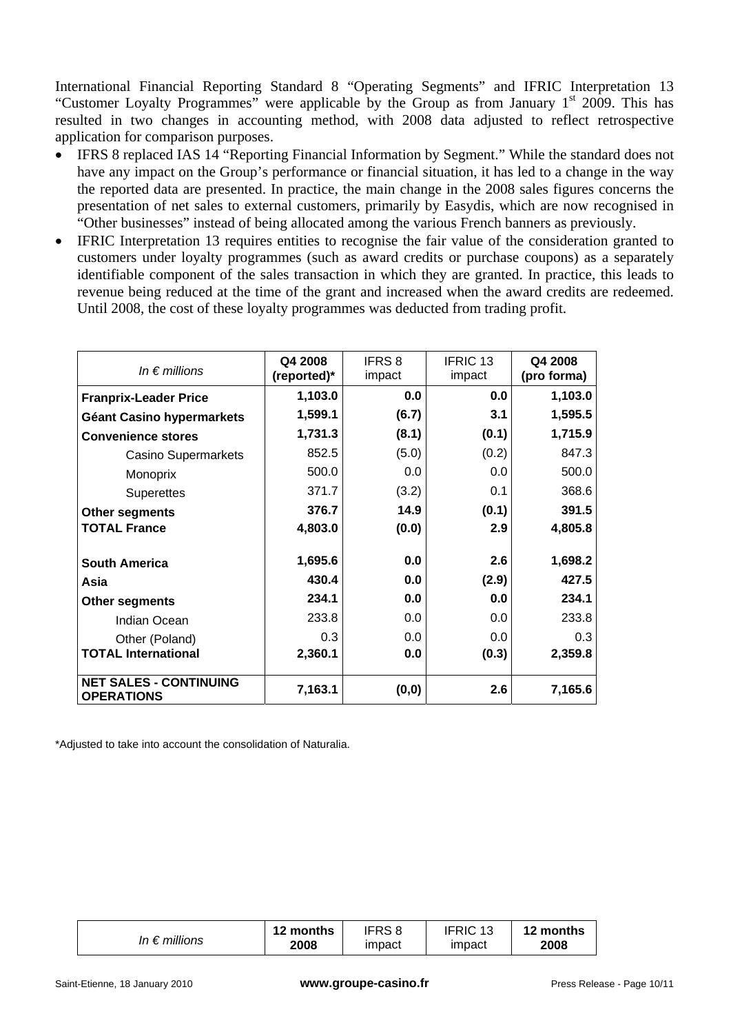International Financial Reporting Standard 8 "Operating Segments" and IFRIC Interpretation 13 "Customer Loyalty Programmes" were applicable by the Group as from January 1st 2009. This has resulted in two changes in accounting method, with 2008 data adjusted to reflect retrospective application for comparison purposes.

- IFRS 8 replaced IAS 14 "Reporting Financial Information by Segment." While the standard does not have any impact on the Group's performance or financial situation, it has led to a change in the way the reported data are presented. In practice, the main change in the 2008 sales figures concerns the presentation of net sales to external customers, primarily by Easydis, which are now recognised in "Other businesses" instead of being allocated among the various French banners as previously.
- IFRIC Interpretation 13 requires entities to recognise the fair value of the consideration granted to customers under loyalty programmes (such as award credits or purchase coupons) as a separately identifiable component of the sales transaction in which they are granted. In practice, this leads to revenue being reduced at the time of the grant and increased when the award credits are redeemed. Until 2008, the cost of these loyalty programmes was deducted from trading profit.

| *In € millions* | **Q4 2008 (reported)*** | IFRS 8 impact | IFRIC 13 impact | **Q4 2008 (pro forma)** |
|---|---|---|---|---|
| **Franprix-Leader Price** | **1,103.0** | **0.0** | **0.0** | **1,103.0** |
| **Géant Casino hypermarkets** | **1,599.1** | **(6.7)** | **3.1** | **1,595.5** |
| **Convenience stores** | **1,731.3** | **(8.1)** | **(0.1)** | **1,715.9** |
| Casino Supermarkets | 852.5 | (5.0) | (0.2) | 847.3 |
| Monoprix | 500.0 | 0.0 | 0.0 | 500.0 |
| Superettes | 371.7 | (3.2) | 0.1 | 368.6 |
| **Other segments** | **376.7** | **14.9** | **(0.1)** | **391.5** |
| **TOTAL France** | **4,803.0** | **(0.0)** | **2.9** | **4,805.8** |
| **South America** | **1,695.6** | **0.0** | **2.6** | **1,698.2** |
| **Asia** | **430.4** | **0.0** | **(2.9)** | **427.5** |
| **Other segments** | **234.1** | **0.0** | **0.0** | **234.1** |
| Indian Ocean | 233.8 | 0.0 | 0.0 | 233.8 |
| Other (Poland) | 0.3 | 0.0 | 0.0 | 0.3 |
| **TOTAL International** | **2,360.1** | **0.0** | **(0.3)** | **2,359.8** |
| **NET SALES - CONTINUING OPERATIONS** | **7,163.1** | **(0,0)** | **2.6** | **7,165.6** |

*Adjusted to take into account the consolidation of Naturalia.

| *In € millions* | **12 months 2008** | IFRS 8 impact | IFRIC 13 impact | **12 months 2008** |
|---|---|---|---|---|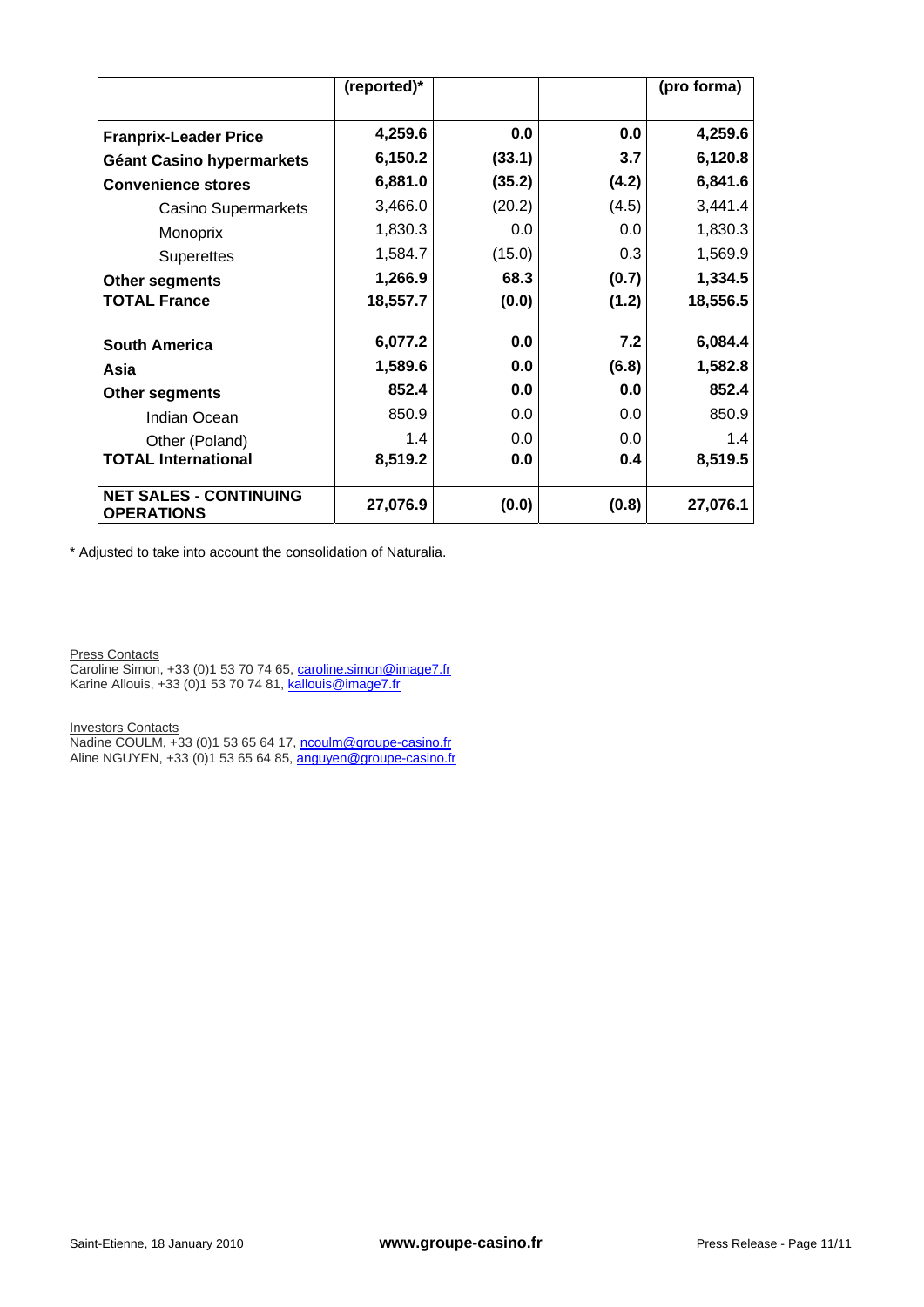| | (reported)* | | | (pro forma) |
|---|---|---|---|---|
| **Franprix-Leader Price** | **4,259.6** | **0.0** | **0.0** | **4,259.6** |
| **Géant Casino hypermarkets** | **6,150.2** | **(33.1)** | **3.7** | **6,120.8** |
| **Convenience stores** | **6,881.0** | **(35.2)** | **(4.2)** | **6,841.6** |
| Casino Supermarkets | 3,466.0 | (20.2) | (4.5) | 3,441.4 |
| Monoprix | 1,830.3 | 0.0 | 0.0 | 1,830.3 |
| Superettes | 1,584.7 | (15.0) | 0.3 | 1,569.9 |
| **Other segments** | **1,266.9** | **68.3** | **(0.7)** | **1,334.5** |
| **TOTAL France** | **18,557.7** | **(0.0)** | **(1.2)** | **18,556.5** |
| **South America** | **6,077.2** | **0.0** | **7.2** | **6,084.4** |
| **Asia** | **1,589.6** | **0.0** | **(6.8)** | **1,582.8** |
| **Other segments** | **852.4** | **0.0** | **0.0** | **852.4** |
| Indian Ocean | 850.9 | 0.0 | 0.0 | 850.9 |
| Other (Poland) | 1.4 | 0.0 | 0.0 | 1.4 |
| **TOTAL International** | **8,519.2** | **0.0** | **0.4** | **8,519.5** |
| **NET SALES - CONTINUING OPERATIONS** | **27,076.9** | **(0.0)** | **(0.8)** | **27,076.1** |

* Adjusted to take into account the consolidation of Naturalia.

Press Contacts
Caroline Simon, +33 (0)1 53 70 74 65, caroline.simon@image7.fr
Karine Allouis, +33 (0)1 53 70 74 81, kallouis@image7.fr

Investors Contacts
Nadine COULM, +33 (0)1 53 65 64 17, ncoulm@groupe-casino.fr
Aline NGUYEN, +33 (0)1 53 65 64 85, anguyen@groupe-casino.fr